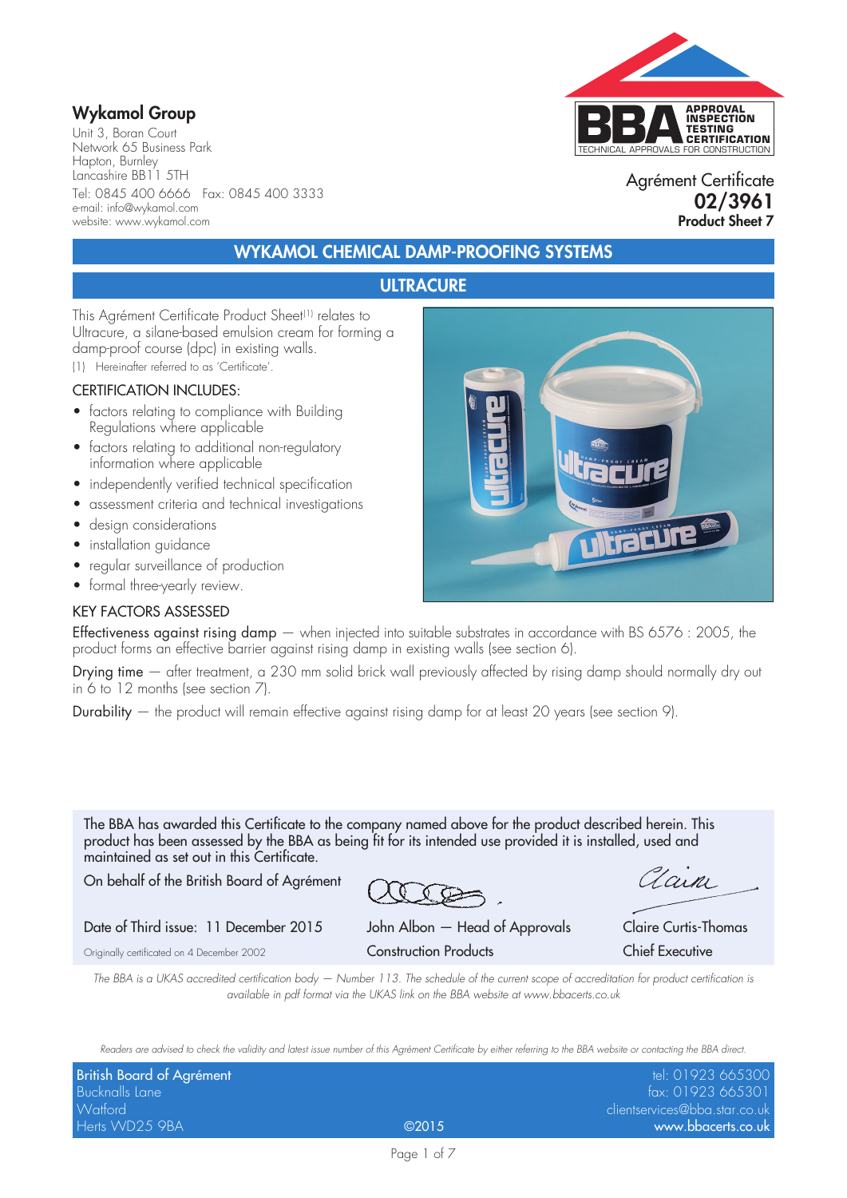# Wykamol Group

Unit 3, Boran Court
Network 65 Business Park
Hapton, Burnley
Lancashire BB11 5TH
Tel: 0845 400 6666 Fax: 0845 400 3333
e-mail: info@wykamol.com
website: www.wykamol.com

APPROVAL INSPECTION TESTING CERTIFICATION
TECHNICAL APPROVALS FOR CONSTRUCTION

Agrément Certificate
**02/3961**
**Product Sheet 7**

## WYKAMOL CHEMICAL DAMP-PROOFING SYSTEMS

## ULTRACURE

This Agrément Certificate Product Sheet[(1)] relates to Ultracure, a silane-based emulsion cream for forming a damp-proof course (dpc) in existing walls.

(1) Hereinafter referred to as 'Certificate'.

### CERTIFICATION INCLUDES:

- factors relating to compliance with Building Regulations where applicable
- factors relating to additional non-regulatory information where applicable
- independently verified technical specification
- assessment criteria and technical investigations
- design considerations
- installation guidance
- regular surveillance of production
- formal three-yearly review.

### KEY FACTORS ASSESSED

Effectiveness against rising damp — when injected into suitable substrates in accordance with BS 6576 : 2005, the product forms an effective barrier against rising damp in existing walls (see section 6).

Drying time — after treatment, a 230 mm solid brick wall previously affected by rising damp should normally dry out in 6 to 12 months (see section 7).

Durability — the product will remain effective against rising damp for at least 20 years (see section 9).

The BBA has awarded this Certificate to the company named above for the product described herein. This product has been assessed by the BBA as being fit for its intended use provided it is installed, used and maintained as set out in this Certificate.

On behalf of the British Board of Agrément

Date of Third issue: 11 December 2015

Originally certificated on 4 December 2002

John Albon — Head of Approvals
Construction Products

Claire Curtis-Thomas
Chief Executive

*The BBA is a UKAS accredited certification body — Number 113. The schedule of the current scope of accreditation for product certification is available in pdf format via the UKAS link on the BBA website at www.bbacerts.co.uk*

*Readers are advised to check the validity and latest issue number of this Agrément Certificate by either referring to the BBA website or contacting the BBA direct.*

British Board of Agrément
Bucknalls Lane
Watford
Herts WD25 9BA

©2015

tel: 01923 665300
fax: 01923 665301
clientservices@bba.star.co.uk
www.bbacerts.co.uk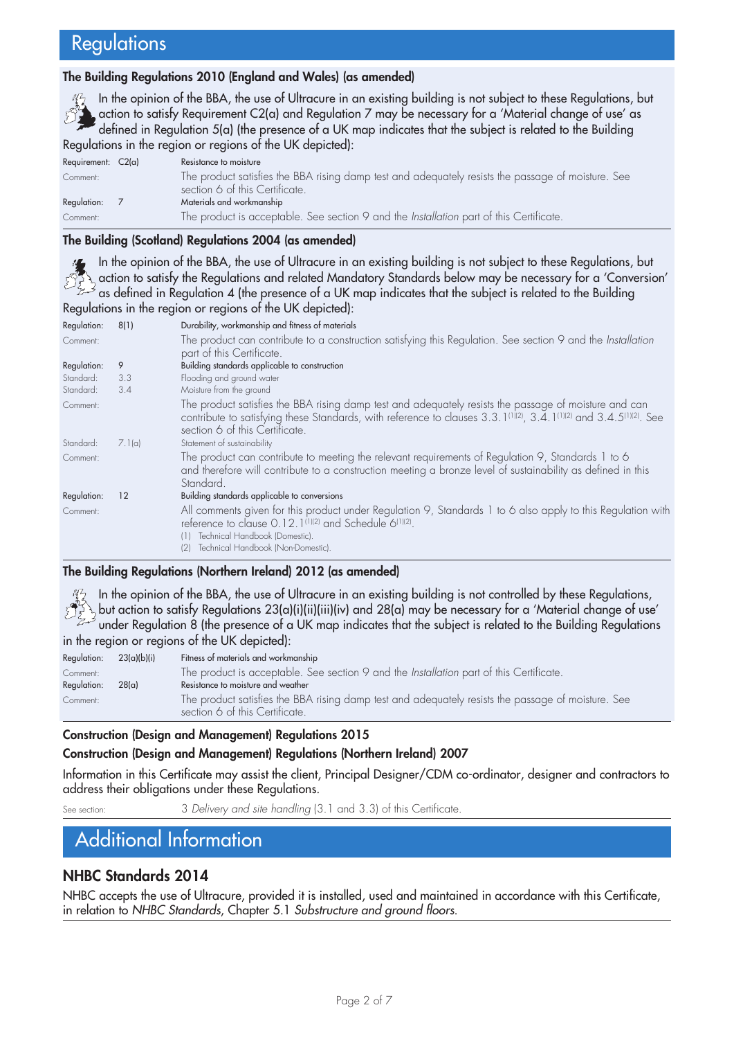# Regulations

### The Building Regulations 2010 (England and Wales) (as amended)

In the opinion of the BBA, the use of Ultracure in an existing building is not subject to these Regulations, but action to satisfy Requirement C2(a) and Regulation 7 may be necessary for a 'Material change of use' as defined in Regulation 5(a) (the presence of a UK map indicates that the subject is related to the Building Regulations in the region or regions of the UK depicted):

| | | |
|---|---|---|
| Requirement: | C2(a) | Resistance to moisture |
| Comment: | | The product satisfies the BBA rising damp test and adequately resists the passage of moisture. See section 6 of this Certificate. |
| Regulation: | 7 | Materials and workmanship |
| Comment: | | The product is acceptable. See section 9 and the *Installation* part of this Certificate. |

### The Building (Scotland) Regulations 2004 (as amended)

In the opinion of the BBA, the use of Ultracure in an existing building is not subject to these Regulations, but action to satisfy the Regulations and related Mandatory Standards below may be necessary for a 'Conversion' as defined in Regulation 4 (the presence of a UK map indicates that the subject is related to the Building Regulations in the region or regions of the UK depicted):

| | | |
|---|---|---|
| Regulation: | 8(1) | Durability, workmanship and fitness of materials |
| Comment: | | The product can contribute to a construction satisfying this Regulation. See section 9 and the *Installation* part of this Certificate. |
| Regulation: | 9 | Building standards applicable to construction |
| Standard: | 3.3 | Flooding and ground water |
| Standard: | 3.4 | Moisture from the ground |
| Comment: | | The product satisfies the BBA rising damp test and adequately resists the passage of moisture and can contribute to satisfying these Standards, with reference to clauses 3.3.1[1][2], 3.4.1[1][2] and 3.4.5[1][2]. See section 6 of this Certificate. |
| Standard: | 7.1(a) | Statement of sustainability |
| Comment: | | The product can contribute to meeting the relevant requirements of Regulation 9, Standards 1 to 6 and therefore will contribute to a construction meeting a bronze level of sustainability as defined in this Standard. |
| Regulation: | 12 | Building standards applicable to conversions |
| Comment: | | All comments given for this product under Regulation 9, Standards 1 to 6 also apply to this Regulation with reference to clause 0.12.1[1][2] and Schedule 6[1][2]. |

(1) Technical Handbook (Domestic).
(2) Technical Handbook (Non-Domestic).

### The Building Regulations (Northern Ireland) 2012 (as amended)

In the opinion of the BBA, the use of Ultracure in an existing building is not controlled by these Regulations, but action to satisfy Regulations 23(a)(i)(ii)(iii)(iv) and 28(a) may be necessary for a 'Material change of use' under Regulation 8 (the presence of a UK map indicates that the subject is related to the Building Regulations in the region or regions of the UK depicted):

| | | |
|---|---|---|
| Regulation: | 23(a)(b)(i) | Fitness of materials and workmanship |
| Comment: | | The product is acceptable. See section 9 and the *Installation* part of this Certificate. |
| Regulation: | 28(a) | Resistance to moisture and weather |
| Comment: | | The product satisfies the BBA rising damp test and adequately resists the passage of moisture. See section 6 of this Certificate. |

### Construction (Design and Management) Regulations 2015

### Construction (Design and Management) Regulations (Northern Ireland) 2007

Information in this Certificate may assist the client, Principal Designer/CDM co-ordinator, designer and contractors to address their obligations under these Regulations.

See section: 3 *Delivery and site handling* (3.1 and 3.3) of this Certificate.

# Additional Information

## NHBC Standards 2014

NHBC accepts the use of Ultracure, provided it is installed, used and maintained in accordance with this Certificate, in relation to *NHBC Standards*, Chapter 5.1 *Substructure and ground floors*.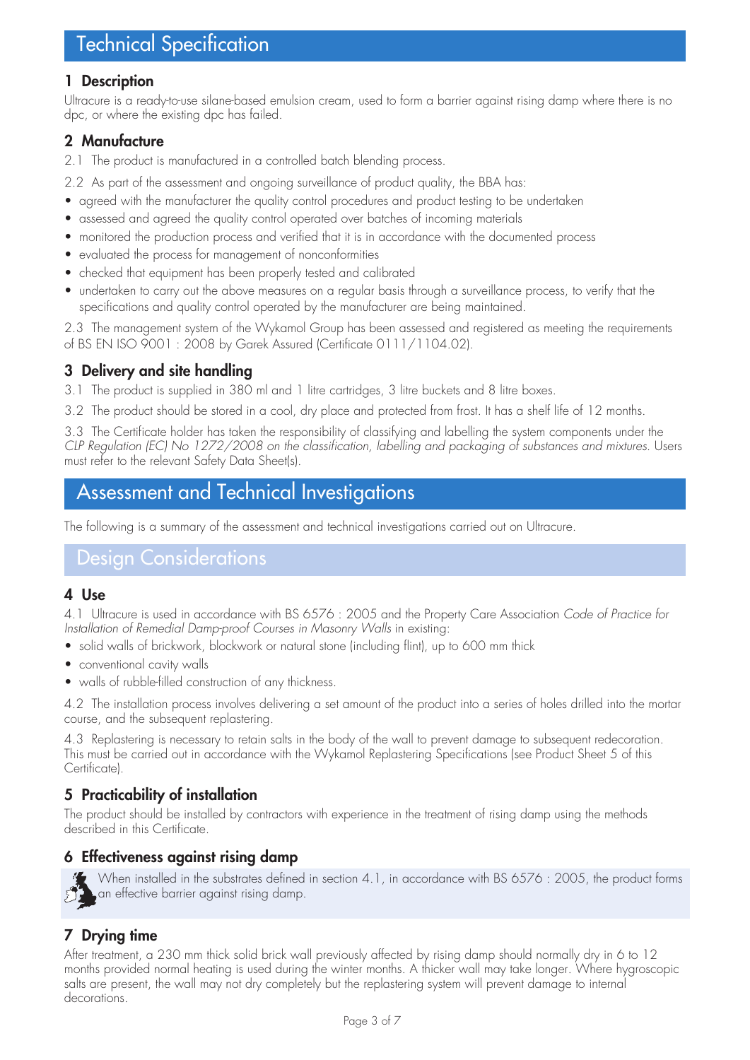# Technical Specification

## 1 Description

Ultracure is a ready-to-use silane-based emulsion cream, used to form a barrier against rising damp where there is no dpc, or where the existing dpc has failed.

## 2 Manufacture

2.1 The product is manufactured in a controlled batch blending process.

2.2 As part of the assessment and ongoing surveillance of product quality, the BBA has:

- agreed with the manufacturer the quality control procedures and product testing to be undertaken
- assessed and agreed the quality control operated over batches of incoming materials
- monitored the production process and verified that it is in accordance with the documented process
- evaluated the process for management of nonconformities
- checked that equipment has been properly tested and calibrated
- undertaken to carry out the above measures on a regular basis through a surveillance process, to verify that the specifications and quality control operated by the manufacturer are being maintained.

2.3 The management system of the Wykamol Group has been assessed and registered as meeting the requirements of BS EN ISO 9001 : 2008 by Garek Assured (Certificate 0111/1104.02).

## 3 Delivery and site handling

3.1 The product is supplied in 380 ml and 1 litre cartridges, 3 litre buckets and 8 litre boxes.

3.2 The product should be stored in a cool, dry place and protected from frost. It has a shelf life of 12 months.

3.3 The Certificate holder has taken the responsibility of classifying and labelling the system components under the *CLP Regulation (EC) No 1272/2008 on the classification, labelling and packaging of substances and mixtures*. Users must refer to the relevant Safety Data Sheet(s).

# Assessment and Technical Investigations

The following is a summary of the assessment and technical investigations carried out on Ultracure.

## Design Considerations

## 4 Use

4.1 Ultracure is used in accordance with BS 6576 : 2005 and the Property Care Association *Code of Practice for Installation of Remedial Damp-proof Courses in Masonry Walls* in existing:

- solid walls of brickwork, blockwork or natural stone (including flint), up to 600 mm thick
- conventional cavity walls
- walls of rubble-filled construction of any thickness.

4.2 The installation process involves delivering a set amount of the product into a series of holes drilled into the mortar course, and the subsequent replastering.

4.3 Replastering is necessary to retain salts in the body of the wall to prevent damage to subsequent redecoration. This must be carried out in accordance with the Wykamol Replastering Specifications (see Product Sheet 5 of this Certificate).

## 5 Practicability of installation

The product should be installed by contractors with experience in the treatment of rising damp using the methods described in this Certificate.

## 6 Effectiveness against rising damp

When installed in the substrates defined in section 4.1, in accordance with BS 6576 : 2005, the product forms an effective barrier against rising damp.

## 7 Drying time

After treatment, a 230 mm thick solid brick wall previously affected by rising damp should normally dry in 6 to 12 months provided normal heating is used during the winter months. A thicker wall may take longer. Where hygroscopic salts are present, the wall may not dry completely but the replastering system will prevent damage to internal decorations.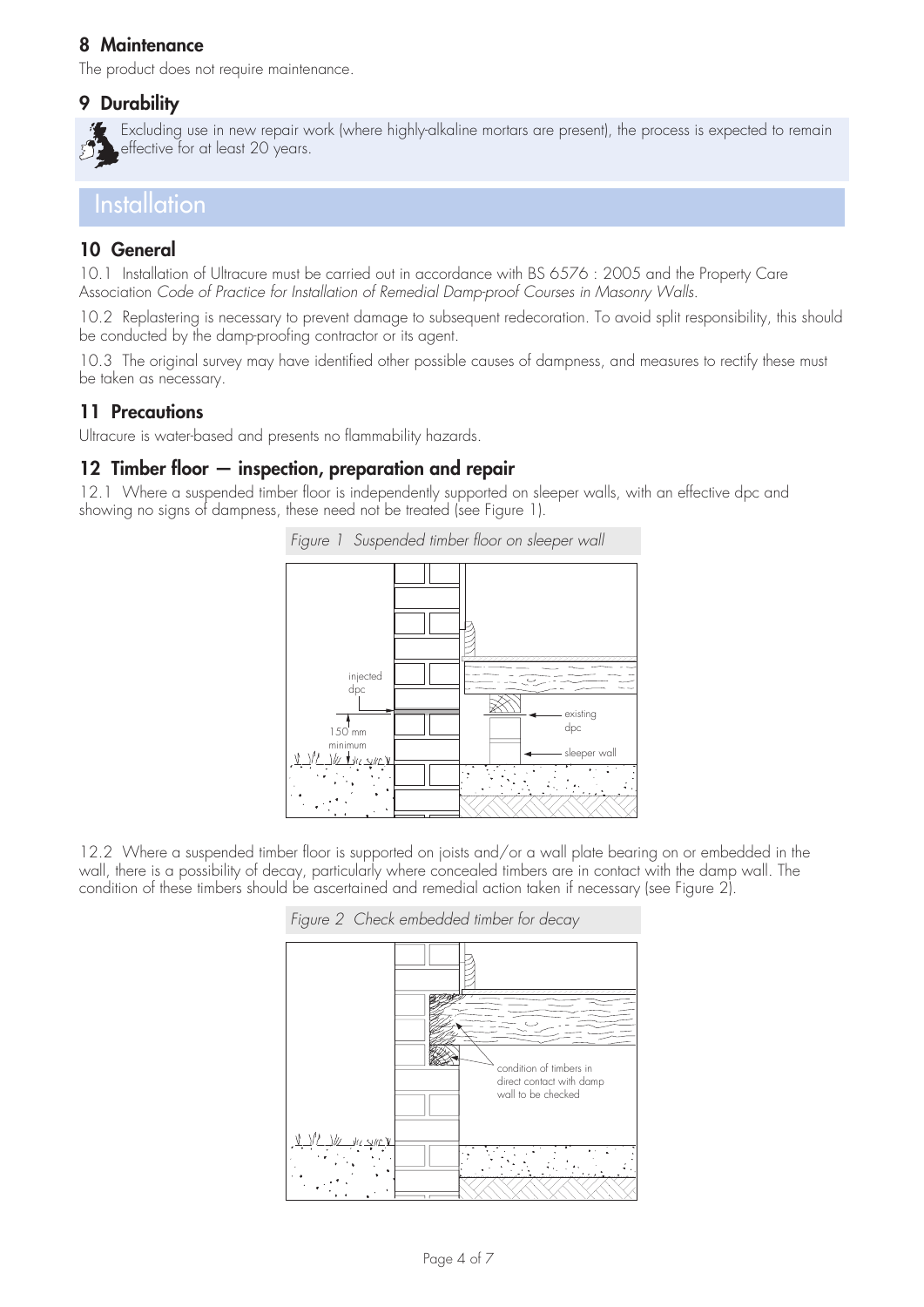## 8 Maintenance

The product does not require maintenance.

## 9 Durability

Excluding use in new repair work (where highly-alkaline mortars are present), the process is expected to remain effective for at least 20 years.

# Installation

## 10 General

10.1 Installation of Ultracure must be carried out in accordance with BS 6576 : 2005 and the Property Care Association *Code of Practice for Installation of Remedial Damp-proof Courses in Masonry Walls*.

10.2 Replastering is necessary to prevent damage to subsequent redecoration. To avoid split responsibility, this should be conducted by the damp-proofing contractor or its agent.

10.3 The original survey may have identified other possible causes of dampness, and measures to rectify these must be taken as necessary.

## 11 Precautions

Ultracure is water-based and presents no flammability hazards.

## 12 Timber floor — inspection, preparation and repair

12.1 Where a suspended timber floor is independently supported on sleeper walls, with an effective dpc and showing no signs of dampness, these need not be treated (see Figure 1).

*Figure 1 Suspended timber floor on sleeper wall*

injected dpc

150 mm minimum

existing dpc

sleeper wall

12.2 Where a suspended timber floor is supported on joists and/or a wall plate bearing on or embedded in the wall, there is a possibility of decay, particularly where concealed timbers are in contact with the damp wall. The condition of these timbers should be ascertained and remedial action taken if necessary (see Figure 2).

*Figure 2 Check embedded timber for decay*

condition of timbers in direct contact with damp wall to be checked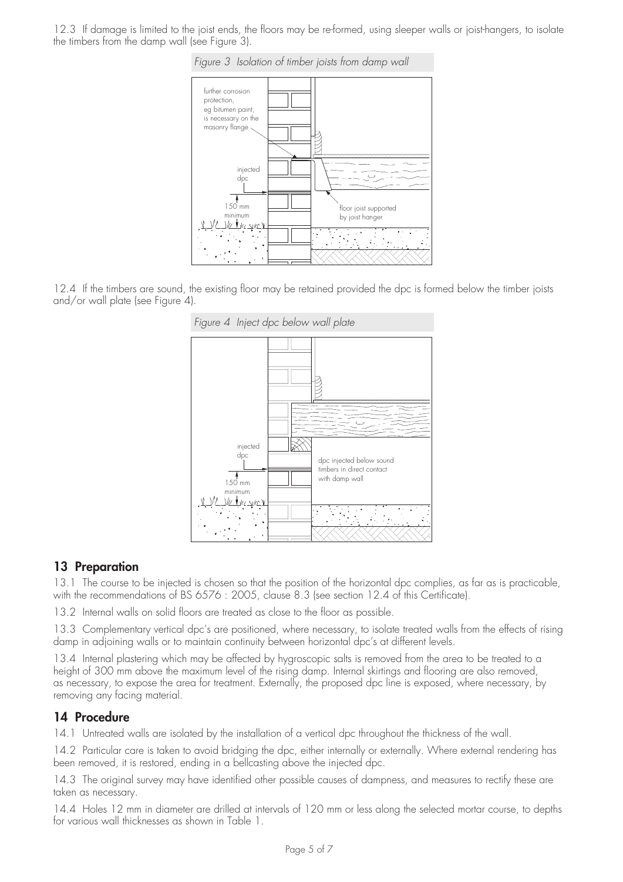12.3 If damage is limited to the joist ends, the floors may be re-formed, using sleeper walls or joist-hangers, to isolate the timbers from the damp wall (see Figure 3).

*Figure 3 Isolation of timber joists from damp wall*

further corrosion protection, eg bitumen paint, is necessary on the masonry flange

injected dpc

150 mm minimum

floor joist supported by joist hanger

12.4 If the timbers are sound, the existing floor may be retained provided the dpc is formed below the timber joists and/or wall plate (see Figure 4).

*Figure 4 Inject dpc below wall plate*

injected dpc

150 mm minimum

dpc injected below sound timbers in direct contact with damp wall

## 13 Preparation

13.1 The course to be injected is chosen so that the position of the horizontal dpc complies, as far as is practicable, with the recommendations of BS 6576 : 2005, clause 8.3 (see section 12.4 of this Certificate).

13.2 Internal walls on solid floors are treated as close to the floor as possible.

13.3 Complementary vertical dpc's are positioned, where necessary, to isolate treated walls from the effects of rising damp in adjoining walls or to maintain continuity between horizontal dpc's at different levels.

13.4 Internal plastering which may be affected by hygroscopic salts is removed from the area to be treated to a height of 300 mm above the maximum level of the rising damp. Internal skirtings and flooring are also removed, as necessary, to expose the area for treatment. Externally, the proposed dpc line is exposed, where necessary, by removing any facing material.

## 14 Procedure

14.1 Untreated walls are isolated by the installation of a vertical dpc throughout the thickness of the wall.

14.2 Particular care is taken to avoid bridging the dpc, either internally or externally. Where external rendering has been removed, it is restored, ending in a bellcasting above the injected dpc.

14.3 The original survey may have identified other possible causes of dampness, and measures to rectify these are taken as necessary.

14.4 Holes 12 mm in diameter are drilled at intervals of 120 mm or less along the selected mortar course, to depths for various wall thicknesses as shown in Table 1.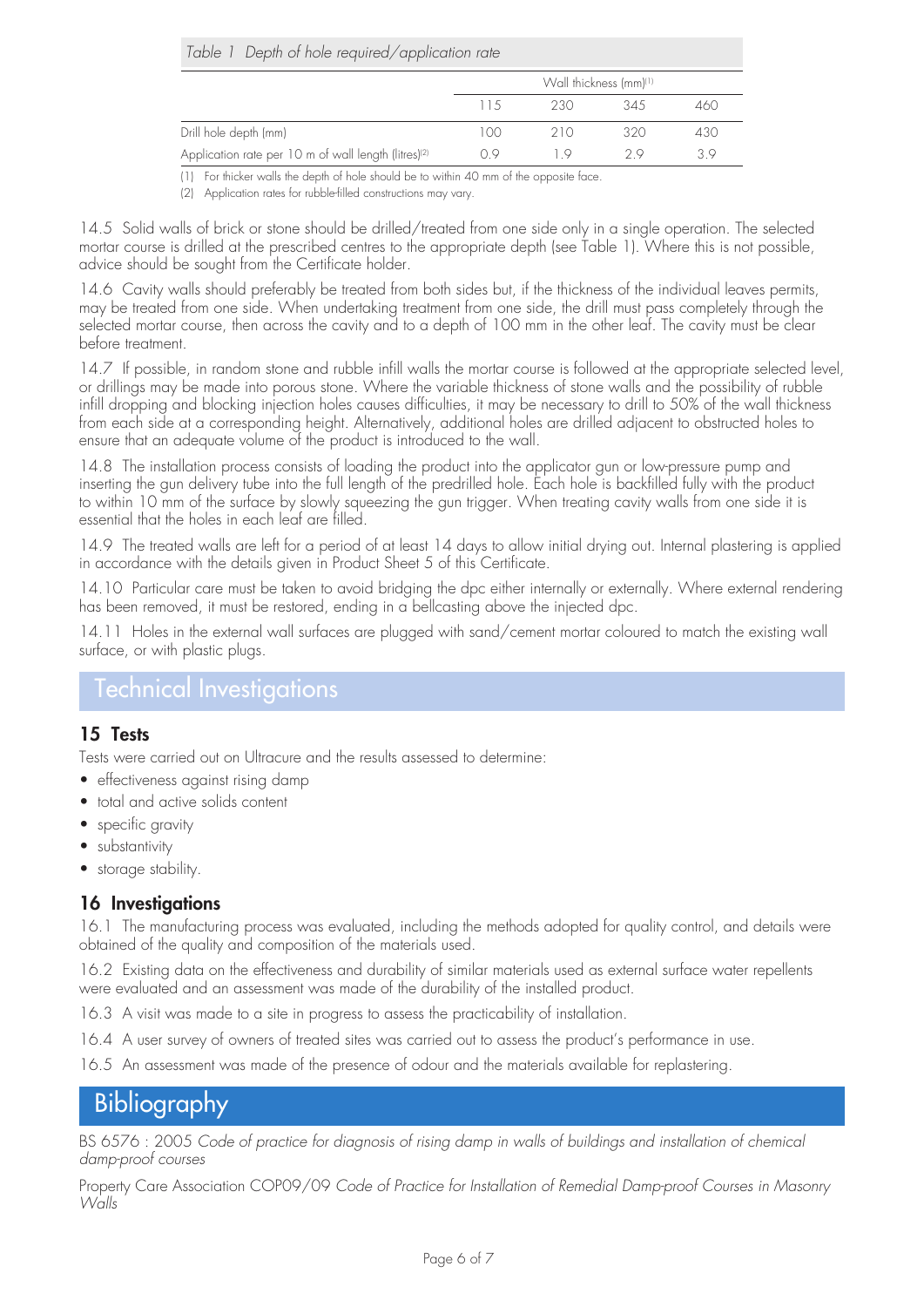*Table 1 Depth of hole required/application rate*

| | Wall thickness (mm)[1] | | | |
|---|---|---|---|---|
| | 115 | 230 | 345 | 460 |
| Drill hole depth (mm) | 100 | 210 | 320 | 430 |
| Application rate per 10 m of wall length (litres)[2] | 0.9 | 1.9 | 2.9 | 3.9 |

(1) For thicker walls the depth of hole should be to within 40 mm of the opposite face.

(2) Application rates for rubble-filled constructions may vary.

14.5 Solid walls of brick or stone should be drilled/treated from one side only in a single operation. The selected mortar course is drilled at the prescribed centres to the appropriate depth (see Table 1). Where this is not possible, advice should be sought from the Certificate holder.

14.6 Cavity walls should preferably be treated from both sides but, if the thickness of the individual leaves permits, may be treated from one side. When undertaking treatment from one side, the drill must pass completely through the selected mortar course, then across the cavity and to a depth of 100 mm in the other leaf. The cavity must be clear before treatment.

14.7 If possible, in random stone and rubble infill walls the mortar course is followed at the appropriate selected level, or drillings may be made into porous stone. Where the variable thickness of stone walls and the possibility of rubble infill dropping and blocking injection holes causes difficulties, it may be necessary to drill to 50% of the wall thickness from each side at a corresponding height. Alternatively, additional holes are drilled adjacent to obstructed holes to ensure that an adequate volume of the product is introduced to the wall.

14.8 The installation process consists of loading the product into the applicator gun or low-pressure pump and inserting the gun delivery tube into the full length of the predrilled hole. Each hole is backfilled fully with the product to within 10 mm of the surface by slowly squeezing the gun trigger. When treating cavity walls from one side it is essential that the holes in each leaf are filled.

14.9 The treated walls are left for a period of at least 14 days to allow initial drying out. Internal plastering is applied in accordance with the details given in Product Sheet 5 of this Certificate.

14.10 Particular care must be taken to avoid bridging the dpc either internally or externally. Where external rendering has been removed, it must be restored, ending in a bellcasting above the injected dpc.

14.11 Holes in the external wall surfaces are plugged with sand/cement mortar coloured to match the existing wall surface, or with plastic plugs.

# Technical Investigations

## 15 Tests

Tests were carried out on Ultracure and the results assessed to determine:

- effectiveness against rising damp
- total and active solids content
- specific gravity
- substantivity
- storage stability.

## 16 Investigations

16.1 The manufacturing process was evaluated, including the methods adopted for quality control, and details were obtained of the quality and composition of the materials used.

16.2 Existing data on the effectiveness and durability of similar materials used as external surface water repellents were evaluated and an assessment was made of the durability of the installed product.

16.3 A visit was made to a site in progress to assess the practicability of installation.

16.4 A user survey of owners of treated sites was carried out to assess the product's performance in use.

16.5 An assessment was made of the presence of odour and the materials available for replastering.

# Bibliography

BS 6576 : 2005 *Code of practice for diagnosis of rising damp in walls of buildings and installation of chemical damp-proof courses*

Property Care Association COP09/09 *Code of Practice for Installation of Remedial Damp-proof Courses in Masonry Walls*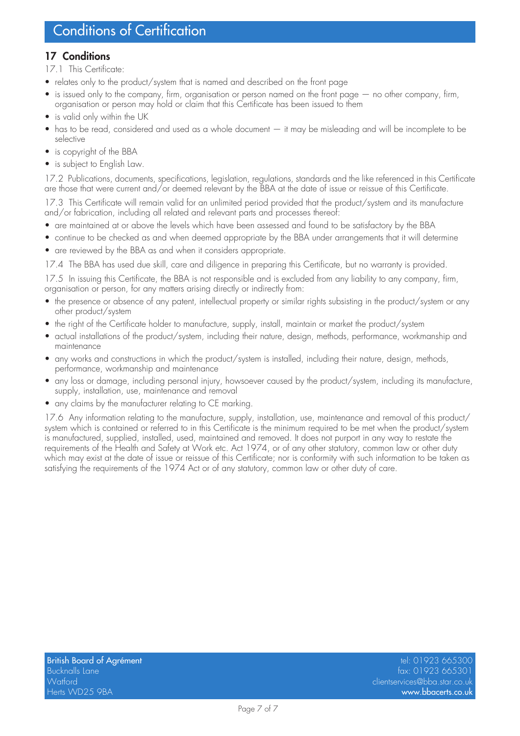# Conditions of Certification

## 17 Conditions

17.1 This Certificate:

- relates only to the product/system that is named and described on the front page
- is issued only to the company, firm, organisation or person named on the front page — no other company, firm, organisation or person may hold or claim that this Certificate has been issued to them
- is valid only within the UK
- has to be read, considered and used as a whole document — it may be misleading and will be incomplete to be selective
- is copyright of the BBA
- is subject to English Law.

17.2 Publications, documents, specifications, legislation, regulations, standards and the like referenced in this Certificate are those that were current and/or deemed relevant by the BBA at the date of issue or reissue of this Certificate.

17.3 This Certificate will remain valid for an unlimited period provided that the product/system and its manufacture and/or fabrication, including all related and relevant parts and processes thereof:

- are maintained at or above the levels which have been assessed and found to be satisfactory by the BBA
- continue to be checked as and when deemed appropriate by the BBA under arrangements that it will determine
- are reviewed by the BBA as and when it considers appropriate.

17.4 The BBA has used due skill, care and diligence in preparing this Certificate, but no warranty is provided.

17.5 In issuing this Certificate, the BBA is not responsible and is excluded from any liability to any company, firm, organisation or person, for any matters arising directly or indirectly from:

- the presence or absence of any patent, intellectual property or similar rights subsisting in the product/system or any other product/system
- the right of the Certificate holder to manufacture, supply, install, maintain or market the product/system
- actual installations of the product/system, including their nature, design, methods, performance, workmanship and maintenance
- any works and constructions in which the product/system is installed, including their nature, design, methods, performance, workmanship and maintenance
- any loss or damage, including personal injury, howsoever caused by the product/system, including its manufacture, supply, installation, use, maintenance and removal
- any claims by the manufacturer relating to CE marking.

17.6 Any information relating to the manufacture, supply, installation, use, maintenance and removal of this product/system which is contained or referred to in this Certificate is the minimum required to be met when the product/system is manufactured, supplied, installed, used, maintained and removed. It does not purport in any way to restate the requirements of the Health and Safety at Work etc. Act 1974, or of any other statutory, common law or other duty which may exist at the date of issue or reissue of this Certificate; nor is conformity with such information to be taken as satisfying the requirements of the 1974 Act or of any statutory, common law or other duty of care.

**British Board of Agrément**
Bucknalls Lane
Watford
Herts WD25 9BA

tel: 01923 665300
fax: 01923 665301
clientservices@bba.star.co.uk
**www.bbacerts.co.uk**